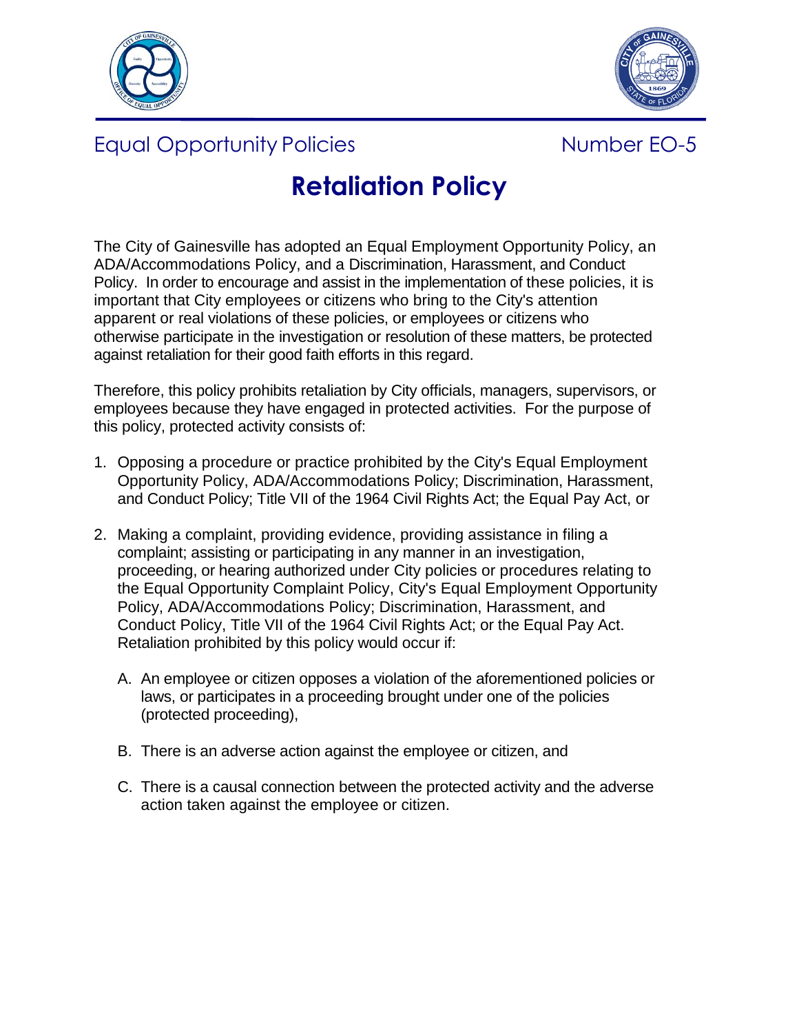Equal Opportunity Policies Number EO-5

# Retaliation Policy

The City of Gainesville has adopted an Equal Employment Opportunity Policy, an ADA/Accommodations Policy, and a Discrimination, Harassment, and Conduct Policy. In order to encourage and assist in the implementation of these policies, it is important that City employees or citizens who bring to the City's attention apparent or real violations of these policies, or employees or citizens who otherwise participate in the investigation or resolution of these matters, be protected against retaliation for their good faith efforts in this regard.

Therefore, this policy prohibits retaliation by City officials, managers, supervisors, or employees because they have engaged in protected activities. For the purpose of this policy, protected activity consists of:

1. Opposing a procedure or practice prohibited by the City's Equal Employment Opportunity Policy, ADA/Accommodations Policy; Discrimination, Harassment, and Conduct Policy; Title VII of the 1964 Civil Rights Act; the Equal Pay Act, or

2. Making a complaint, providing evidence, providing assistance in filing a complaint; assisting or participating in any manner in an investigation, proceeding, or hearing authorized under City policies or procedures relating to the Equal Opportunity Complaint Policy, City's Equal Employment Opportunity Policy, ADA/Accommodations Policy; Discrimination, Harassment, and Conduct Policy, Title VII of the 1964 Civil Rights Act; or the Equal Pay Act. Retaliation prohibited by this policy would occur if:

   A. An employee or citizen opposes a violation of the aforementioned policies or laws, or participates in a proceeding brought under one of the policies (protected proceeding),

   B. There is an adverse action against the employee or citizen, and

   C. There is a causal connection between the protected activity and the adverse action taken against the employee or citizen.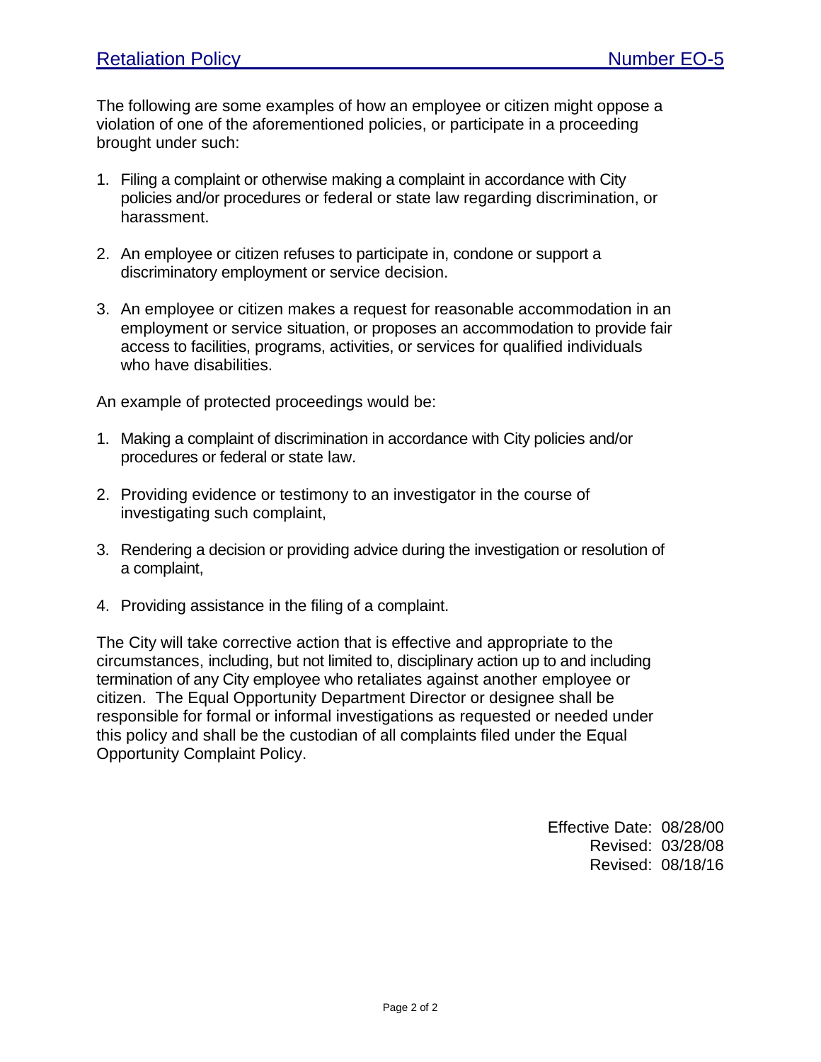The following are some examples of how an employee or citizen might oppose a violation of one of the aforementioned policies, or participate in a proceeding brought under such:

1. Filing a complaint or otherwise making a complaint in accordance with City policies and/or procedures or federal or state law regarding discrimination, or harassment.

2. An employee or citizen refuses to participate in, condone or support a discriminatory employment or service decision.

3. An employee or citizen makes a request for reasonable accommodation in an employment or service situation, or proposes an accommodation to provide fair access to facilities, programs, activities, or services for qualified individuals who have disabilities.

An example of protected proceedings would be:

1. Making a complaint of discrimination in accordance with City policies and/or procedures or federal or state law.

2. Providing evidence or testimony to an investigator in the course of investigating such complaint,

3. Rendering a decision or providing advice during the investigation or resolution of a complaint,

4. Providing assistance in the filing of a complaint.

The City will take corrective action that is effective and appropriate to the circumstances, including, but not limited to, disciplinary action up to and including termination of any City employee who retaliates against another employee or citizen. The Equal Opportunity Department Director or designee shall be responsible for formal or informal investigations as requested or needed under this policy and shall be the custodian of all complaints filed under the Equal Opportunity Complaint Policy.

Effective Date: 08/28/00
Revised: 03/28/08
Revised: 08/18/16